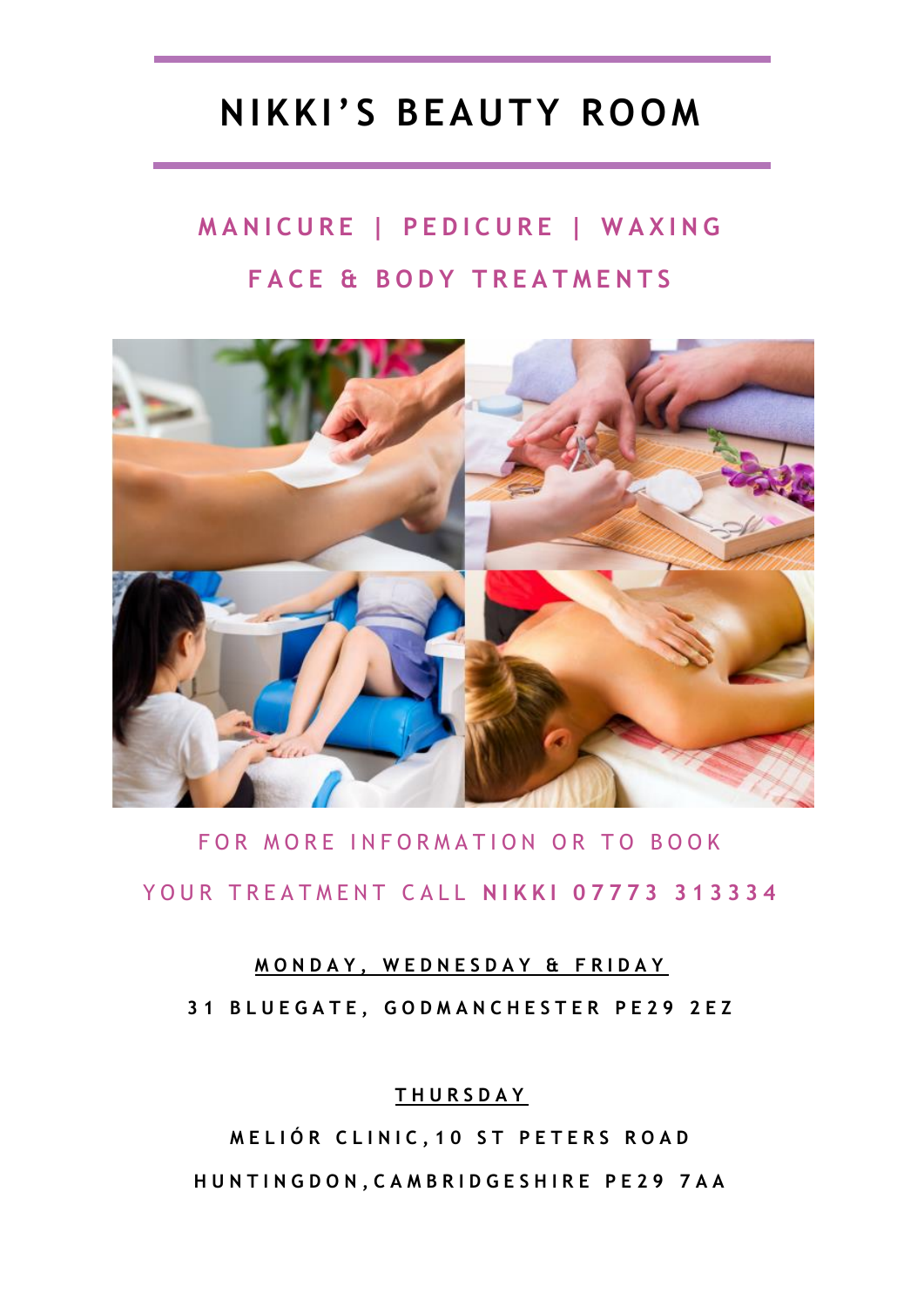# NIKKI'S BEAUTY ROOM

## MANICURE | PEDICURE | WAXING

## FACE & BODY TREATMENTS

FOR MORE INFORMATION OR TO BOOK

YOUR TREATMENT CALL **NIKKI 07773 313334**

**MONDAY, WEDNESDAY & FRIDAY**

**31 BLUEGATE, GODMANCHESTER PE29 2EZ**

**THURSDAY**

**MELIÓR CLINIC, 10 ST PETERS ROAD**

**HUNTINGDON, CAMBRIDGESHIRE PE29 7AA**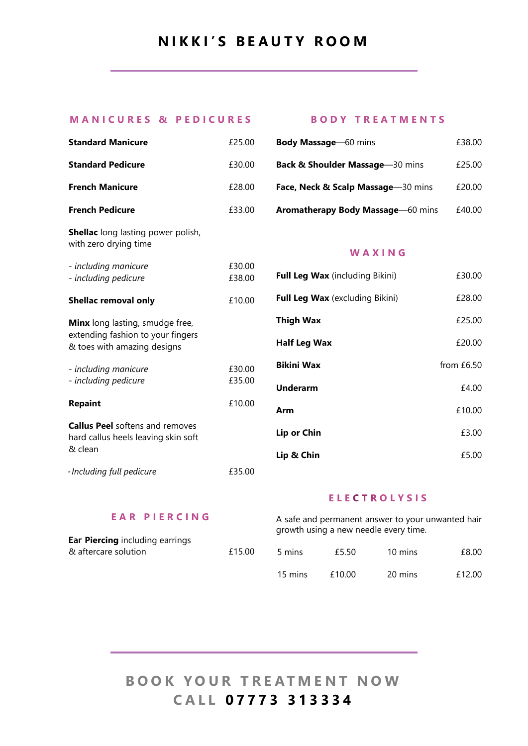# NIKKI'S BEAUTY ROOM

## MANICURES & PEDICURES

| | |
|---|---|
| **Standard Manicure** | £25.00 |
| **Standard Pedicure** | £30.00 |
| **French Manicure** | £28.00 |
| **French Pedicure** | £33.00 |

**Shellac** long lasting power polish, with zero drying time

| | |
|---|---|
| *- including manicure* | £30.00 |
| *- including pedicure* | £38.00 |
| **Shellac removal only** | £10.00 |

**Minx** long lasting, smudge free, extending fashion to your fingers & toes with amazing designs

| | |
|---|---|
| *- including manicure* | £30.00 |
| *- including pedicure* | £35.00 |
| **Repaint** | £10.00 |

**Callus Peel** softens and removes hard callus heels leaving skin soft & clean

| | |
|---|---|
| *-Including full pedicure* | £35.00 |

## EAR PIERCING

| | |
|---|---|
| **Ear Piercing** including earrings & aftercare solution | £15.00 |

## BODY TREATMENTS

| | |
|---|---|
| **Body Massage**—60 mins | £38.00 |
| **Back & Shoulder Massage**—30 mins | £25.00 |
| **Face, Neck & Scalp Massage**—30 mins | £20.00 |
| **Aromatherapy Body Massage**—60 mins | £40.00 |

## WAXING

| | |
|---|---|
| **Full Leg Wax** (including Bikini) | £30.00 |
| **Full Leg Wax** (excluding Bikini) | £28.00 |
| **Thigh Wax** | £25.00 |
| **Half Leg Wax** | £20.00 |
| **Bikini Wax** | from £6.50 |
| **Underarm** | £4.00 |
| **Arm** | £10.00 |
| **Lip or Chin** | £3.00 |
| **Lip & Chin** | £5.00 |

## ELECTROLYSIS

A safe and permanent answer to your unwanted hair growth using a new needle every time.

| | | | |
|---|---|---|---|
| 5 mins | £5.50 | 10 mins | £8.00 |
| 15 mins | £10.00 | 20 mins | £12.00 |

## BOOK YOUR TREATMENT NOW
## CALL **07773 313334**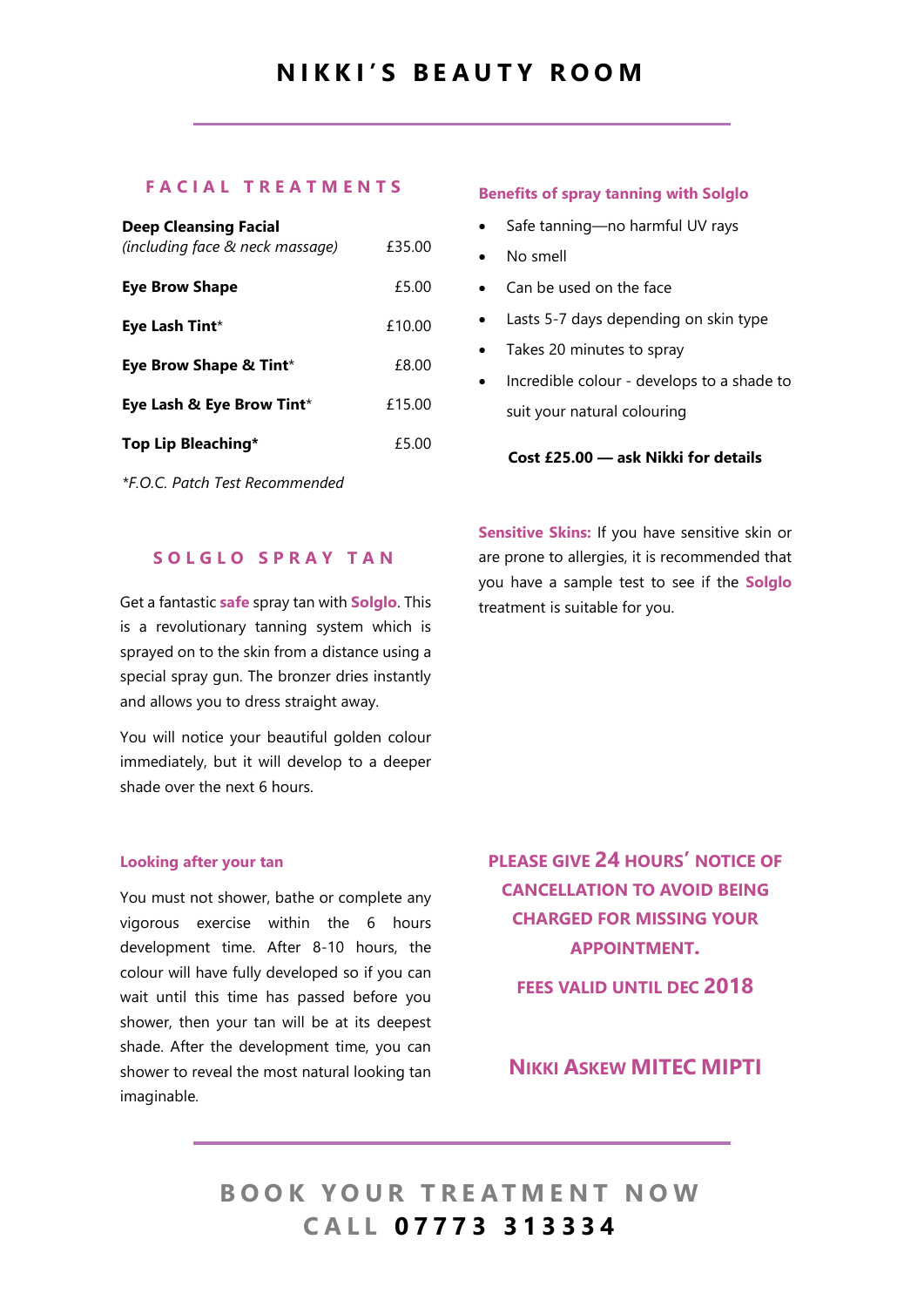# NIKKI'S BEAUTY ROOM

## FACIAL TREATMENTS

| | |
|---|---|
| **Deep Cleansing Facial** *(including face & neck massage)* | £35.00 |
| **Eye Brow Shape** | £5.00 |
| **Eye Lash Tint*** | £10.00 |
| **Eye Brow Shape & Tint*** | £8.00 |
| **Eye Lash & Eye Brow Tint*** | £15.00 |
| **Top Lip Bleaching*** | £5.00 |

*\*F.O.C. Patch Test Recommended*

## SOLGLO SPRAY TAN

Get a fantastic **safe** spray tan with **Solglo**. This is a revolutionary tanning system which is sprayed on to the skin from a distance using a special spray gun. The bronzer dries instantly and allows you to dress straight away.

You will notice your beautiful golden colour immediately, but it will develop to a deeper shade over the next 6 hours.

### Looking after your tan

You must not shower, bathe or complete any vigorous exercise within the 6 hours development time. After 8-10 hours, the colour will have fully developed so if you can wait until this time has passed before you shower, then your tan will be at its deepest shade. After the development time, you can shower to reveal the most natural looking tan imaginable.

### Benefits of spray tanning with Solglo

- Safe tanning—no harmful UV rays
- No smell
- Can be used on the face
- Lasts 5-7 days depending on skin type
- Takes 20 minutes to spray
- Incredible colour - develops to a shade to suit your natural colouring

**Cost £25.00 — ask Nikki for details**

**Sensitive Skins:** If you have sensitive skin or are prone to allergies, it is recommended that you have a sample test to see if the **Solglo** treatment is suitable for you.

**PLEASE GIVE 24 HOURS' NOTICE OF CANCELLATION TO AVOID BEING CHARGED FOR MISSING YOUR APPOINTMENT.**

**FEES VALID UNTIL DEC 2018**

**NIKKI ASKEW MITEC MIPTI**

## BOOK YOUR TREATMENT NOW
## CALL **07773 313334**